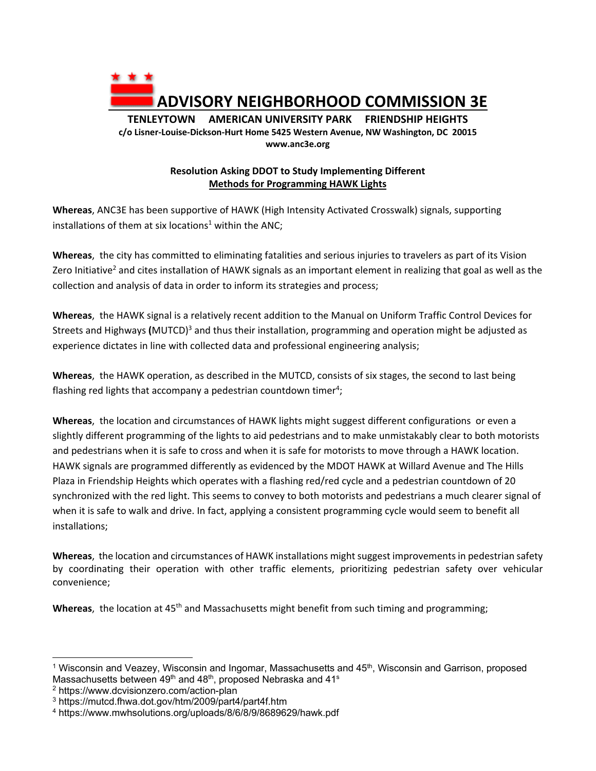# ADVISORY NEIGHBORHOOD COMMISSION 3E

**TENLEYTOWN AMERICAN UNIVERSITY PARK FRIENDSHIP HEIGHTS**

**c/o Lisner-Louise-Dickson-Hurt Home 5425 Western Avenue, NW Washington, DC 20015**

**www.anc3e.org**

## Resolution Asking DDOT to Study Implementing Different Methods for Programming HAWK Lights

**Whereas**, ANC3E has been supportive of HAWK (High Intensity Activated Crosswalk) signals, supporting installations of them at six locations[1] within the ANC;

**Whereas**, the city has committed to eliminating fatalities and serious injuries to travelers as part of its Vision Zero Initiative[2] and cites installation of HAWK signals as an important element in realizing that goal as well as the collection and analysis of data in order to inform its strategies and process;

**Whereas**, the HAWK signal is a relatively recent addition to the Manual on Uniform Traffic Control Devices for Streets and Highways **(**MUTCD)[3] and thus their installation, programming and operation might be adjusted as experience dictates in line with collected data and professional engineering analysis;

**Whereas**, the HAWK operation, as described in the MUTCD, consists of six stages, the second to last being flashing red lights that accompany a pedestrian countdown timer[4];

**Whereas**, the location and circumstances of HAWK lights might suggest different configurations or even a slightly different programming of the lights to aid pedestrians and to make unmistakably clear to both motorists and pedestrians when it is safe to cross and when it is safe for motorists to move through a HAWK location. HAWK signals are programmed differently as evidenced by the MDOT HAWK at Willard Avenue and The Hills Plaza in Friendship Heights which operates with a flashing red/red cycle and a pedestrian countdown of 20 synchronized with the red light. This seems to convey to both motorists and pedestrians a much clearer signal of when it is safe to walk and drive. In fact, applying a consistent programming cycle would seem to benefit all installations;

**Whereas**, the location and circumstances of HAWK installations might suggest improvements in pedestrian safety by coordinating their operation with other traffic elements, prioritizing pedestrian safety over vehicular convenience;

**Whereas**, the location at 45th and Massachusetts might benefit from such timing and programming;

---

[1] Wisconsin and Veazey, Wisconsin and Ingomar, Massachusetts and 45th, Wisconsin and Garrison, proposed Massachusetts between 49th and 48th, proposed Nebraska and 41s

[2] https://www.dcvisionzero.com/action-plan

[3] https://mutcd.fhwa.dot.gov/htm/2009/part4/part4f.htm

[4] https://www.mwhsolutions.org/uploads/8/6/8/9/8689629/hawk.pdf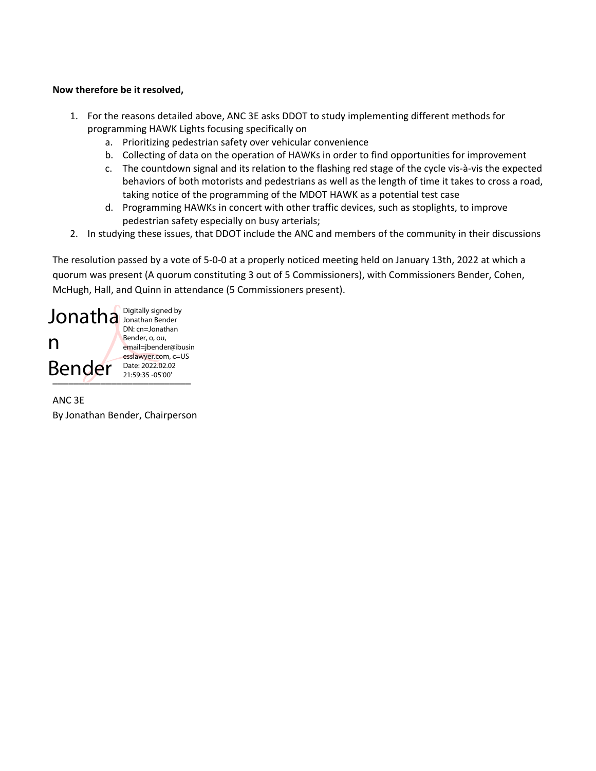**Now therefore be it resolved,**

1. For the reasons detailed above, ANC 3E asks DDOT to study implementing different methods for programming HAWK Lights focusing specifically on
   a. Prioritizing pedestrian safety over vehicular convenience
   b. Collecting of data on the operation of HAWKs in order to find opportunities for improvement
   c. The countdown signal and its relation to the flashing red stage of the cycle vis-à-vis the expected behaviors of both motorists and pedestrians as well as the length of time it takes to cross a road, taking notice of the programming of the MDOT HAWK as a potential test case
   d. Programming HAWKs in concert with other traffic devices, such as stoplights, to improve pedestrian safety especially on busy arterials;
2. In studying these issues, that DDOT include the ANC and members of the community in their discussions

The resolution passed by a vote of 5-0-0 at a properly noticed meeting held on January 13th, 2022 at which a quorum was present (A quorum constituting 3 out of 5 Commissioners), with Commissioners Bender, Cohen, McHugh, Hall, and Quinn in attendance (5 Commissioners present).

Jonathan Bender

Digitally signed by Jonathan Bender
DN: cn=Jonathan Bender, o, ou, email=jbender@ibusinesslawyer.com, c=US
Date: 2022.02.02 21:59:35 -05'00'

\_\_\_\_\_\_\_\_\_\_\_\_\_\_\_\_\_\_\_\_\_\_\_\_\_\_\_\_

ANC 3E
By Jonathan Bender, Chairperson